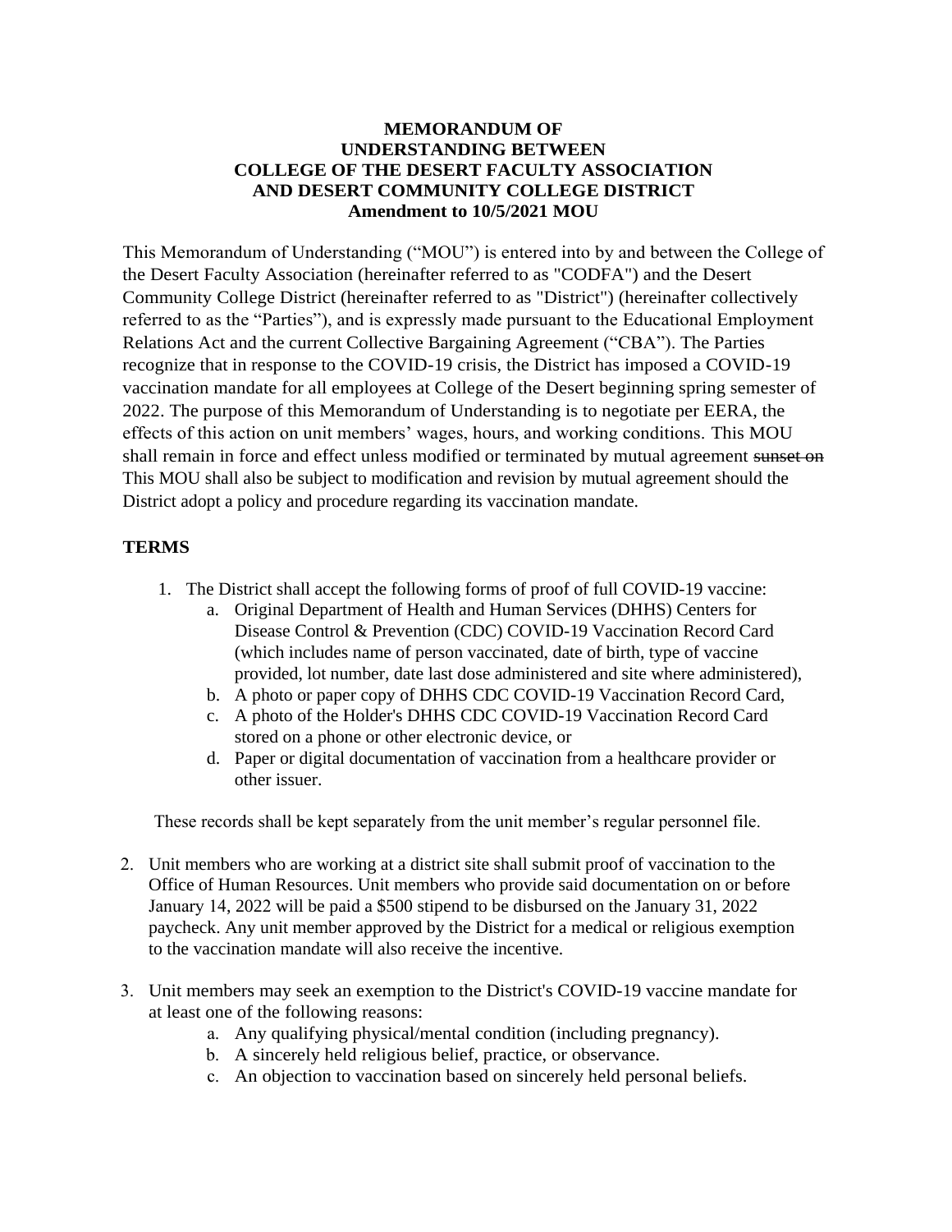**MEMORANDUM OF UNDERSTANDING BETWEEN COLLEGE OF THE DESERT FACULTY ASSOCIATION AND DESERT COMMUNITY COLLEGE DISTRICT Amendment to 10/5/2021 MOU**

This Memorandum of Understanding ("MOU") is entered into by and between the College of the Desert Faculty Association (hereinafter referred to as "CODFA") and the Desert Community College District (hereinafter referred to as "District") (hereinafter collectively referred to as the "Parties"), and is expressly made pursuant to the Educational Employment Relations Act and the current Collective Bargaining Agreement ("CBA"). The Parties recognize that in response to the COVID-19 crisis, the District has imposed a COVID-19 vaccination mandate for all employees at College of the Desert beginning spring semester of 2022. The purpose of this Memorandum of Understanding is to negotiate per EERA, the effects of this action on unit members' wages, hours, and working conditions. This MOU shall remain in force and effect unless modified or terminated by mutual agreement ~~sunset on~~ This MOU shall also be subject to modification and revision by mutual agreement should the District adopt a policy and procedure regarding its vaccination mandate.

## TERMS

1. The District shall accept the following forms of proof of full COVID-19 vaccine:
   a. Original Department of Health and Human Services (DHHS) Centers for Disease Control & Prevention (CDC) COVID-19 Vaccination Record Card (which includes name of person vaccinated, date of birth, type of vaccine provided, lot number, date last dose administered and site where administered),
   b. A photo or paper copy of DHHS CDC COVID-19 Vaccination Record Card,
   c. A photo of the Holder's DHHS CDC COVID-19 Vaccination Record Card stored on a phone or other electronic device, or
   d. Paper or digital documentation of vaccination from a healthcare provider or other issuer.

   These records shall be kept separately from the unit member's regular personnel file.

2. Unit members who are working at a district site shall submit proof of vaccination to the Office of Human Resources. Unit members who provide said documentation on or before January 14, 2022 will be paid a $500 stipend to be disbursed on the January 31, 2022 paycheck. Any unit member approved by the District for a medical or religious exemption to the vaccination mandate will also receive the incentive.

3. Unit members may seek an exemption to the District's COVID-19 vaccine mandate for at least one of the following reasons:
   a. Any qualifying physical/mental condition (including pregnancy).
   b. A sincerely held religious belief, practice, or observance.
   c. An objection to vaccination based on sincerely held personal beliefs.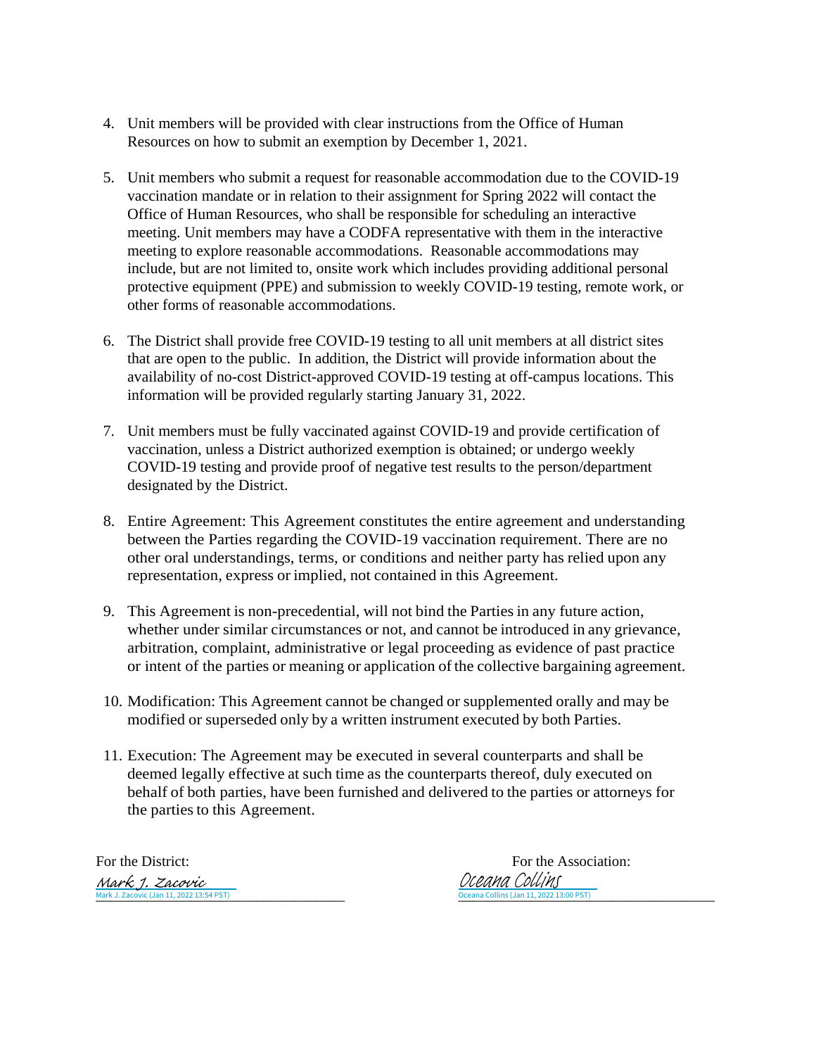4. Unit members will be provided with clear instructions from the Office of Human Resources on how to submit an exemption by December 1, 2021.

5. Unit members who submit a request for reasonable accommodation due to the COVID-19 vaccination mandate or in relation to their assignment for Spring 2022 will contact the Office of Human Resources, who shall be responsible for scheduling an interactive meeting. Unit members may have a CODFA representative with them in the interactive meeting to explore reasonable accommodations. Reasonable accommodations may include, but are not limited to, onsite work which includes providing additional personal protective equipment (PPE) and submission to weekly COVID-19 testing, remote work, or other forms of reasonable accommodations.

6. The District shall provide free COVID-19 testing to all unit members at all district sites that are open to the public. In addition, the District will provide information about the availability of no-cost District-approved COVID-19 testing at off-campus locations. This information will be provided regularly starting January 31, 2022.

7. Unit members must be fully vaccinated against COVID-19 and provide certification of vaccination, unless a District authorized exemption is obtained; or undergo weekly COVID-19 testing and provide proof of negative test results to the person/department designated by the District.

8. Entire Agreement: This Agreement constitutes the entire agreement and understanding between the Parties regarding the COVID-19 vaccination requirement. There are no other oral understandings, terms, or conditions and neither party has relied upon any representation, express or implied, not contained in this Agreement.

9. This Agreement is non-precedential, will not bind the Parties in any future action, whether under similar circumstances or not, and cannot be introduced in any grievance, arbitration, complaint, administrative or legal proceeding as evidence of past practice or intent of the parties or meaning or application of the collective bargaining agreement.

10. Modification: This Agreement cannot be changed or supplemented orally and may be modified or superseded only by a written instrument executed by both Parties.

11. Execution: The Agreement may be executed in several counterparts and shall be deemed legally effective at such time as the counterparts thereof, duly executed on behalf of both parties, have been furnished and delivered to the parties or attorneys for the parties to this Agreement.

For the District:

*Mark J. Zacovic*
Mark J. Zacovic (Jan 11, 2022 13:54 PST)

For the Association:

*Oceana Collins*
Oceana Collins (Jan 11, 2022 13:00 PST)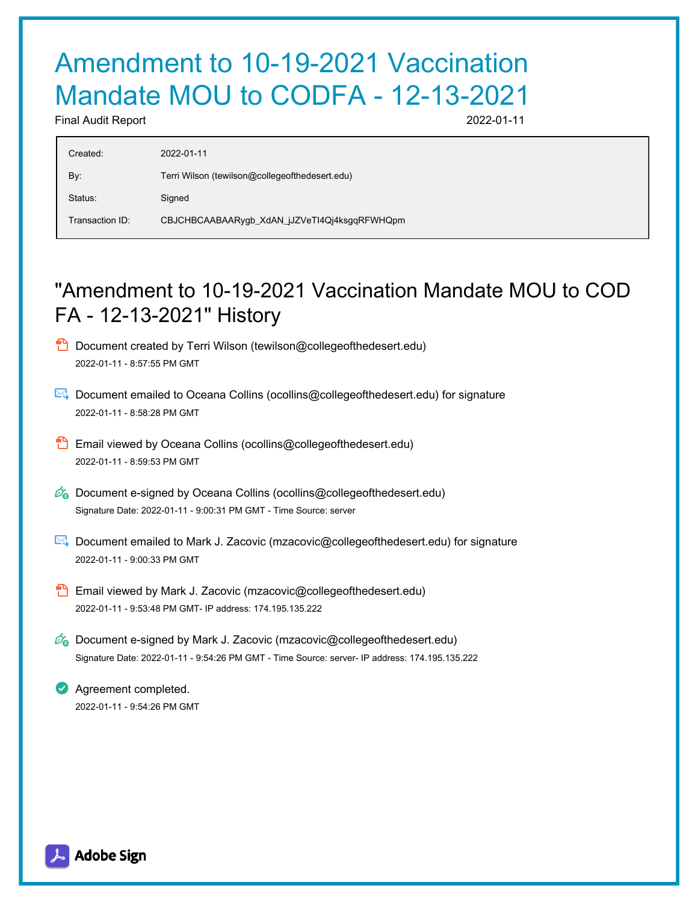# Amendment to 10-19-2021 Vaccination Mandate MOU to CODFA - 12-13-2021

Final Audit Report 2022-01-11

| | |
|---|---|
| Created: | 2022-01-11 |
| By: | Terri Wilson (tewilson@collegeofthedesert.edu) |
| Status: | Signed |
| Transaction ID: | CBJCHBCAABAARygb_XdAN_jJZVeTI4Qj4ksgqRFWHQpm |

## "Amendment to 10-19-2021 Vaccination Mandate MOU to COD FA - 12-13-2021" History

- Document created by Terri Wilson (tewilson@collegeofthedesert.edu)
  2022-01-11 - 8:57:55 PM GMT

- Document emailed to Oceana Collins (ocollins@collegeofthedesert.edu) for signature
  2022-01-11 - 8:58:28 PM GMT

- Email viewed by Oceana Collins (ocollins@collegeofthedesert.edu)
  2022-01-11 - 8:59:53 PM GMT

- Document e-signed by Oceana Collins (ocollins@collegeofthedesert.edu)
  Signature Date: 2022-01-11 - 9:00:31 PM GMT - Time Source: server

- Document emailed to Mark J. Zacovic (mzacovic@collegeofthedesert.edu) for signature
  2022-01-11 - 9:00:33 PM GMT

- Email viewed by Mark J. Zacovic (mzacovic@collegeofthedesert.edu)
  2022-01-11 - 9:53:48 PM GMT- IP address: 174.195.135.222

- Document e-signed by Mark J. Zacovic (mzacovic@collegeofthedesert.edu)
  Signature Date: 2022-01-11 - 9:54:26 PM GMT - Time Source: server- IP address: 174.195.135.222

- Agreement completed.
  2022-01-11 - 9:54:26 PM GMT

Adobe Sign